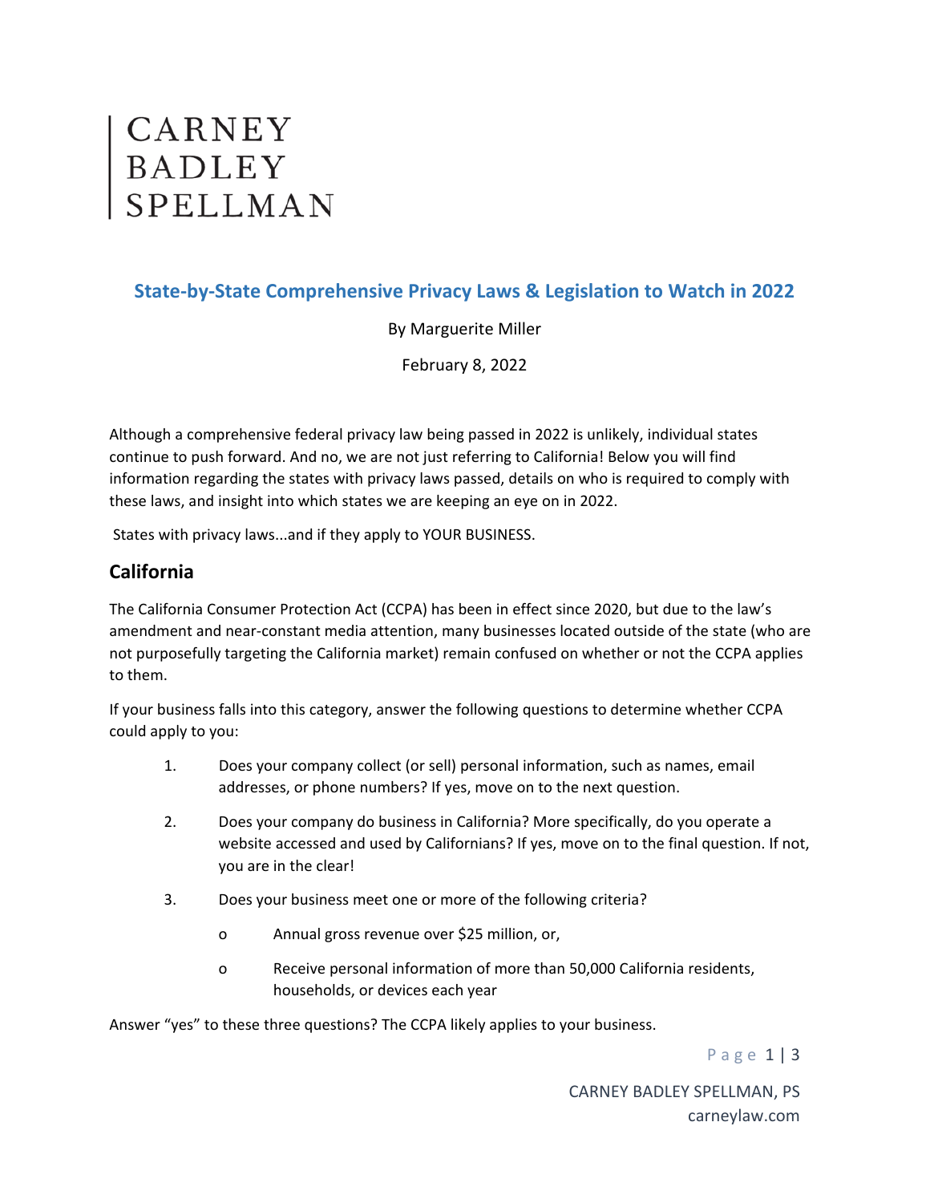CARNEY
BADLEY
SPELLMAN

## State-by-State Comprehensive Privacy Laws & Legislation to Watch in 2022

By Marguerite Miller

February 8, 2022

Although a comprehensive federal privacy law being passed in 2022 is unlikely, individual states continue to push forward. And no, we are not just referring to California! Below you will find information regarding the states with privacy laws passed, details on who is required to comply with these laws, and insight into which states we are keeping an eye on in 2022.

States with privacy laws...and if they apply to YOUR BUSINESS.

## California

The California Consumer Protection Act (CCPA) has been in effect since 2020, but due to the law's amendment and near-constant media attention, many businesses located outside of the state (who are not purposefully targeting the California market) remain confused on whether or not the CCPA applies to them.

If your business falls into this category, answer the following questions to determine whether CCPA could apply to you:

1. Does your company collect (or sell) personal information, such as names, email addresses, or phone numbers? If yes, move on to the next question.
2. Does your company do business in California? More specifically, do you operate a website accessed and used by Californians? If yes, move on to the final question. If not, you are in the clear!
3. Does your business meet one or more of the following criteria?
   - Annual gross revenue over $25 million, or,
   - Receive personal information of more than 50,000 California residents, households, or devices each year

Answer "yes" to these three questions? The CCPA likely applies to your business.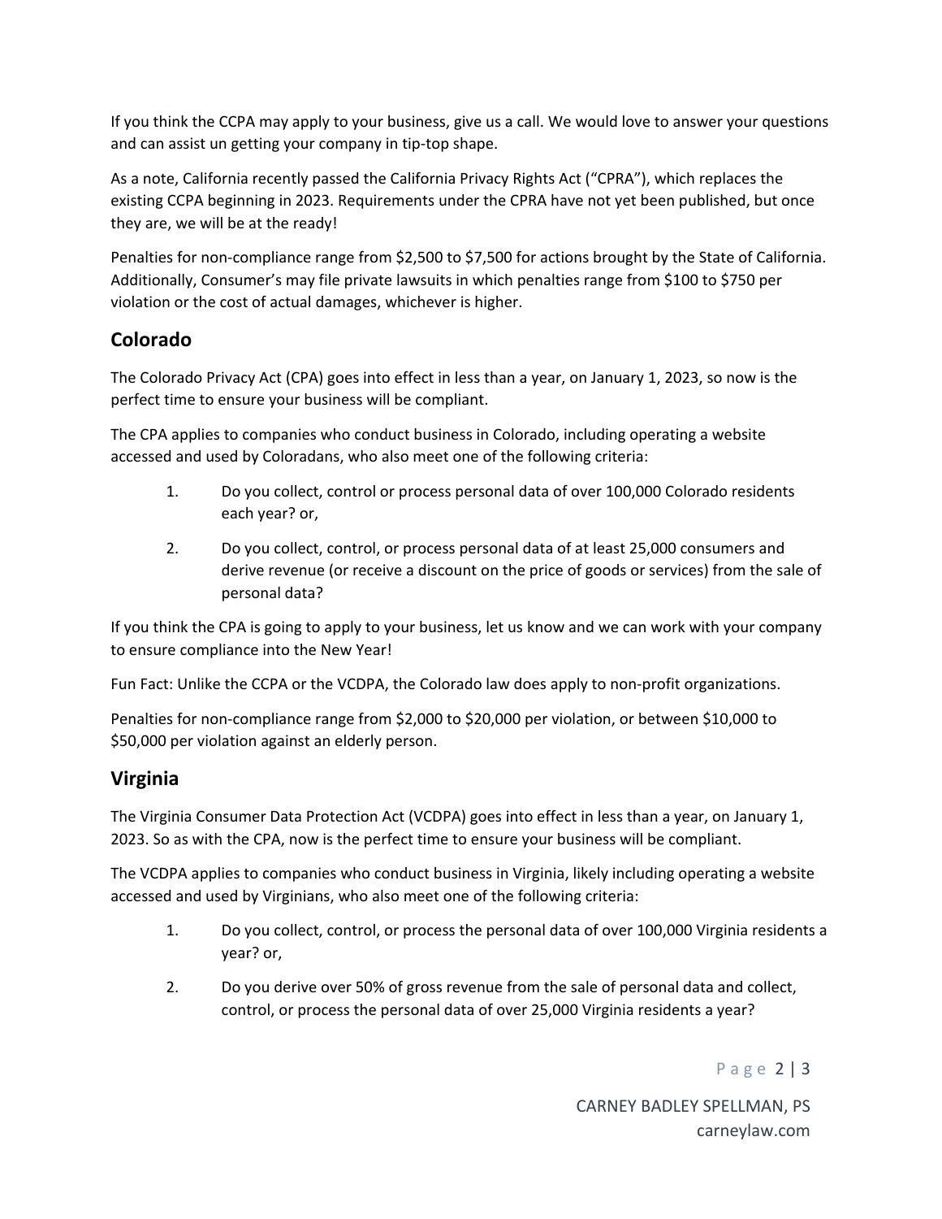If you think the CCPA may apply to your business, give us a call. We would love to answer your questions and can assist un getting your company in tip-top shape.

As a note, California recently passed the California Privacy Rights Act ("CPRA"), which replaces the existing CCPA beginning in 2023. Requirements under the CPRA have not yet been published, but once they are, we will be at the ready!

Penalties for non-compliance range from $2,500 to $7,500 for actions brought by the State of California. Additionally, Consumer's may file private lawsuits in which penalties range from $100 to $750 per violation or the cost of actual damages, whichever is higher.

## Colorado

The Colorado Privacy Act (CPA) goes into effect in less than a year, on January 1, 2023, so now is the perfect time to ensure your business will be compliant.

The CPA applies to companies who conduct business in Colorado, including operating a website accessed and used by Coloradans, who also meet one of the following criteria:

1. Do you collect, control or process personal data of over 100,000 Colorado residents each year? or,
2. Do you collect, control, or process personal data of at least 25,000 consumers and derive revenue (or receive a discount on the price of goods or services) from the sale of personal data?

If you think the CPA is going to apply to your business, let us know and we can work with your company to ensure compliance into the New Year!

Fun Fact: Unlike the CCPA or the VCDPA, the Colorado law does apply to non-profit organizations.

Penalties for non-compliance range from $2,000 to $20,000 per violation, or between $10,000 to $50,000 per violation against an elderly person.

## Virginia

The Virginia Consumer Data Protection Act (VCDPA) goes into effect in less than a year, on January 1, 2023. So as with the CPA, now is the perfect time to ensure your business will be compliant.

The VCDPA applies to companies who conduct business in Virginia, likely including operating a website accessed and used by Virginians, who also meet one of the following criteria:

1. Do you collect, control, or process the personal data of over 100,000 Virginia residents a year? or,
2. Do you derive over 50% of gross revenue from the sale of personal data and collect, control, or process the personal data of over 25,000 Virginia residents a year?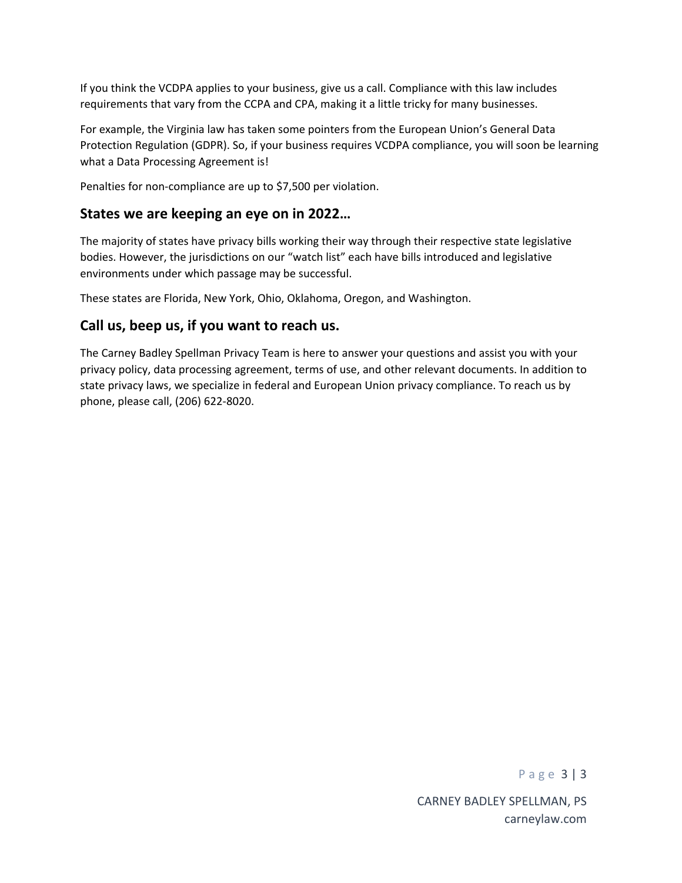If you think the VCDPA applies to your business, give us a call. Compliance with this law includes requirements that vary from the CCPA and CPA, making it a little tricky for many businesses.

For example, the Virginia law has taken some pointers from the European Union's General Data Protection Regulation (GDPR). So, if your business requires VCDPA compliance, you will soon be learning what a Data Processing Agreement is!

Penalties for non-compliance are up to $7,500 per violation.

## States we are keeping an eye on in 2022…

The majority of states have privacy bills working their way through their respective state legislative bodies. However, the jurisdictions on our "watch list" each have bills introduced and legislative environments under which passage may be successful.

These states are Florida, New York, Ohio, Oklahoma, Oregon, and Washington.

## Call us, beep us, if you want to reach us.

The Carney Badley Spellman Privacy Team is here to answer your questions and assist you with your privacy policy, data processing agreement, terms of use, and other relevant documents. In addition to state privacy laws, we specialize in federal and European Union privacy compliance. To reach us by phone, please call, (206) 622-8020.